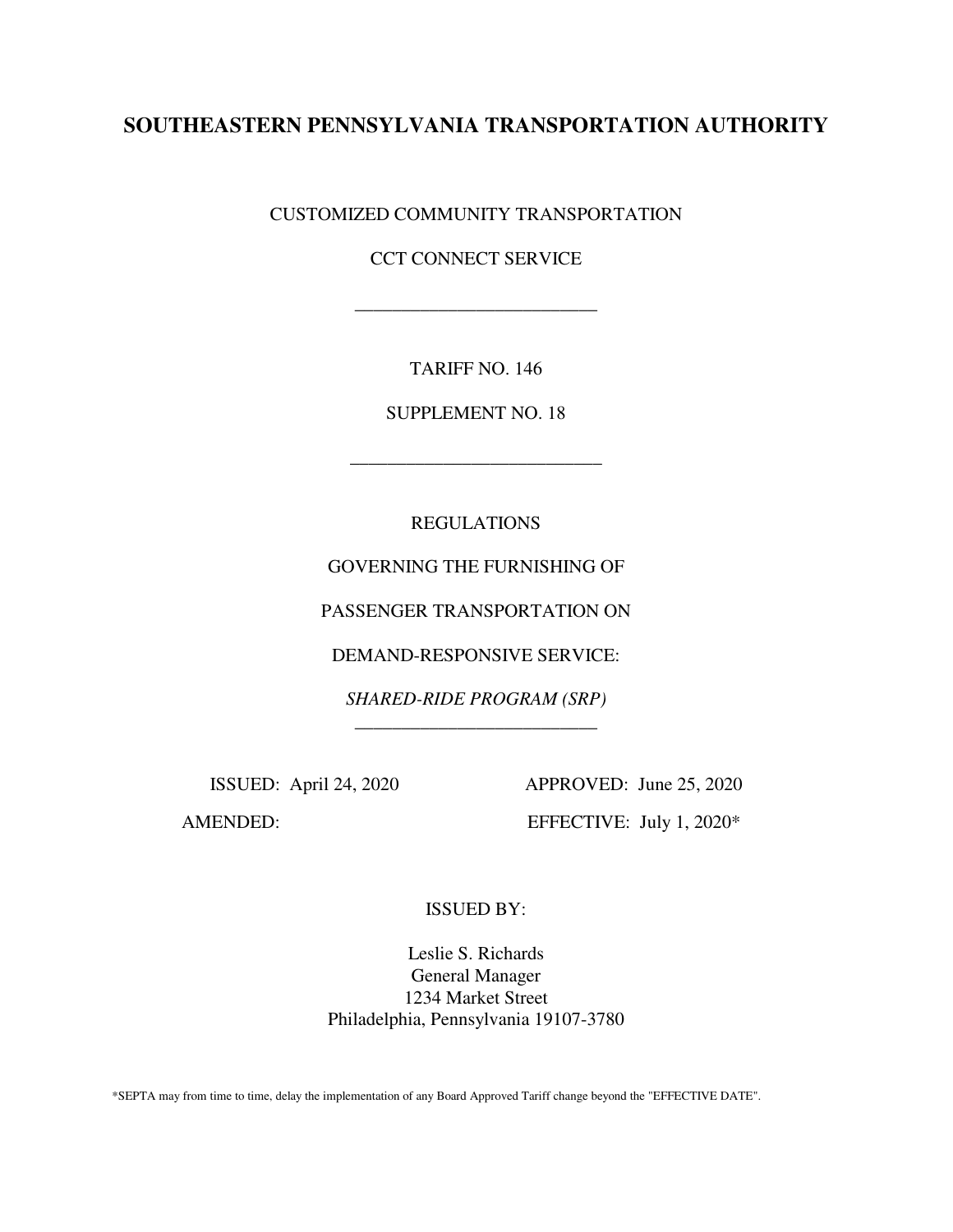# SOUTHEASTERN PENNSYLVANIA TRANSPORTATION AUTHORITY

CUSTOMIZED COMMUNITY TRANSPORTATION

CCT CONNECT SERVICE

---

TARIFF NO. 146

SUPPLEMENT NO. 18

---

REGULATIONS

GOVERNING THE FURNISHING OF

PASSENGER TRANSPORTATION ON

DEMAND-RESPONSIVE SERVICE:

*SHARED-RIDE PROGRAM (SRP)*

---

ISSUED: April 24, 2020 APPROVED: June 25, 2020

AMENDED: EFFECTIVE: July 1, 2020*

ISSUED BY:

Leslie S. Richards
General Manager
1234 Market Street
Philadelphia, Pennsylvania 19107-3780

*SEPTA may from time to time, delay the implementation of any Board Approved Tariff change beyond the "EFFECTIVE DATE".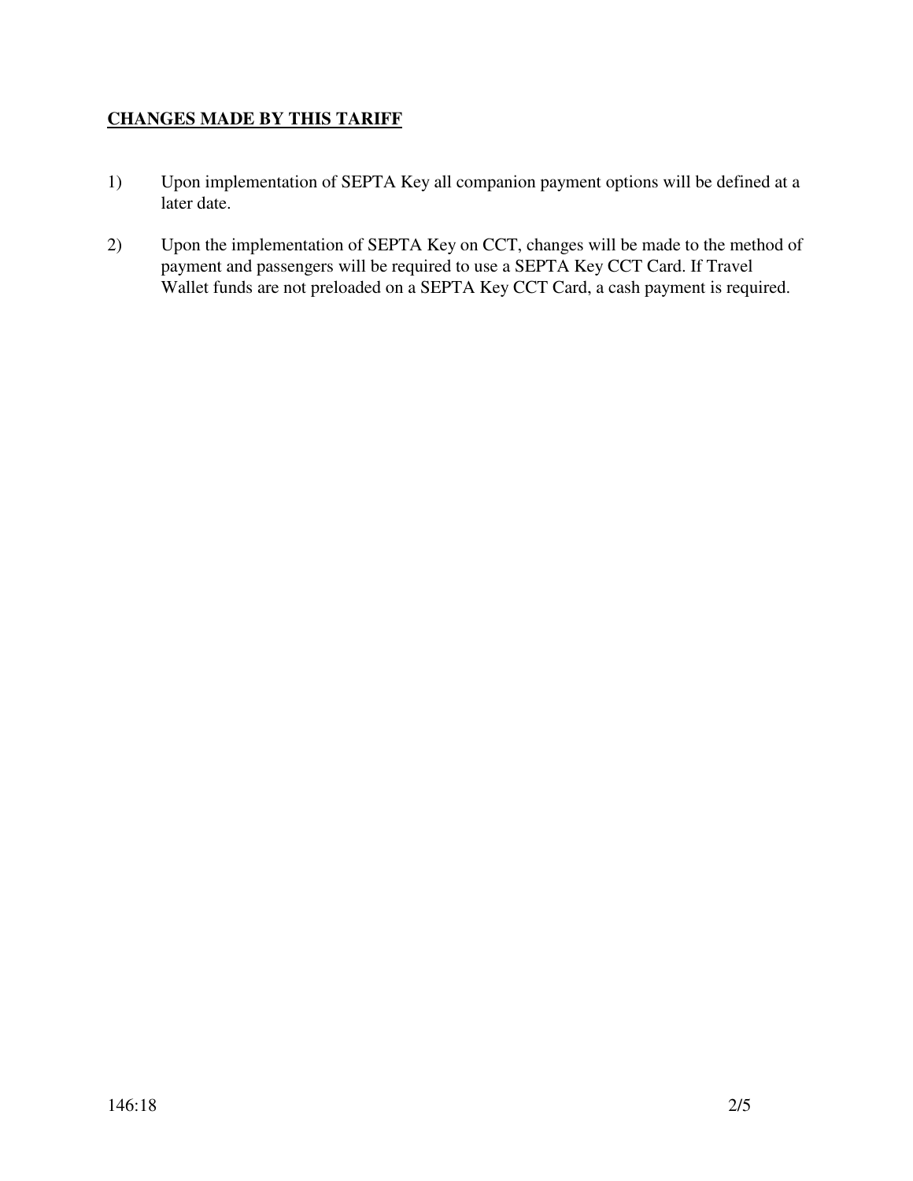**CHANGES MADE BY THIS TARIFF**

1) Upon implementation of SEPTA Key all companion payment options will be defined at a later date.

2) Upon the implementation of SEPTA Key on CCT, changes will be made to the method of payment and passengers will be required to use a SEPTA Key CCT Card. If Travel Wallet funds are not preloaded on a SEPTA Key CCT Card, a cash payment is required.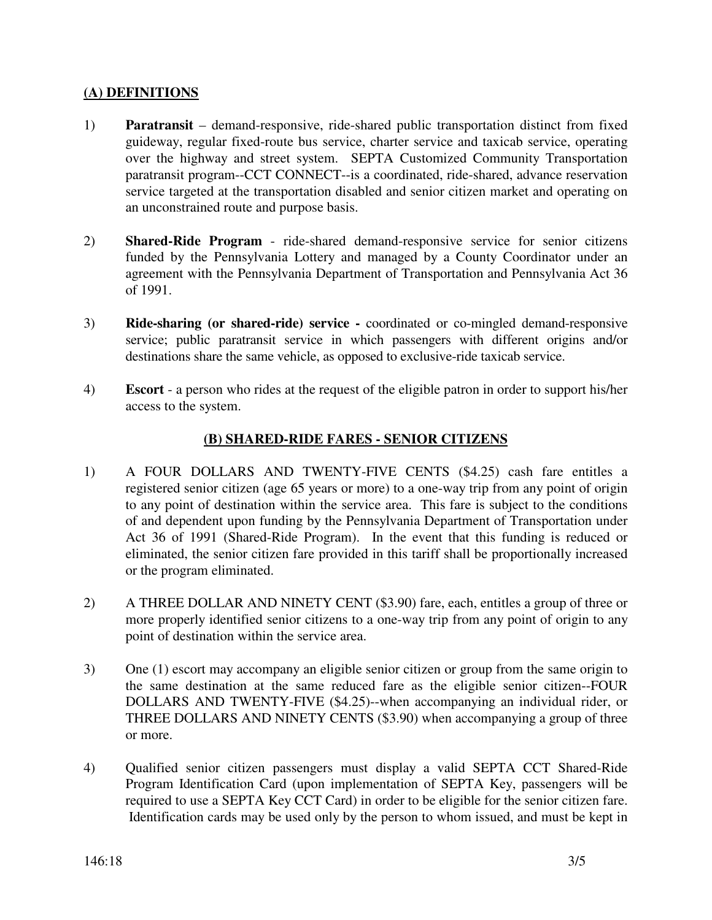## (A) DEFINITIONS

1) **Paratransit** – demand-responsive, ride-shared public transportation distinct from fixed guideway, regular fixed-route bus service, charter service and taxicab service, operating over the highway and street system. SEPTA Customized Community Transportation paratransit program--CCT CONNECT--is a coordinated, ride-shared, advance reservation service targeted at the transportation disabled and senior citizen market and operating on an unconstrained route and purpose basis.

2) **Shared-Ride Program** - ride-shared demand-responsive service for senior citizens funded by the Pennsylvania Lottery and managed by a County Coordinator under an agreement with the Pennsylvania Department of Transportation and Pennsylvania Act 36 of 1991.

3) **Ride-sharing (or shared-ride) service -** coordinated or co-mingled demand-responsive service; public paratransit service in which passengers with different origins and/or destinations share the same vehicle, as opposed to exclusive-ride taxicab service.

4) **Escort** - a person who rides at the request of the eligible patron in order to support his/her access to the system.

## (B) SHARED-RIDE FARES - SENIOR CITIZENS

1) A FOUR DOLLARS AND TWENTY-FIVE CENTS ($4.25) cash fare entitles a registered senior citizen (age 65 years or more) to a one-way trip from any point of origin to any point of destination within the service area. This fare is subject to the conditions of and dependent upon funding by the Pennsylvania Department of Transportation under Act 36 of 1991 (Shared-Ride Program). In the event that this funding is reduced or eliminated, the senior citizen fare provided in this tariff shall be proportionally increased or the program eliminated.

2) A THREE DOLLAR AND NINETY CENT ($3.90) fare, each, entitles a group of three or more properly identified senior citizens to a one-way trip from any point of origin to any point of destination within the service area.

3) One (1) escort may accompany an eligible senior citizen or group from the same origin to the same destination at the same reduced fare as the eligible senior citizen--FOUR DOLLARS AND TWENTY-FIVE ($4.25)--when accompanying an individual rider, or THREE DOLLARS AND NINETY CENTS ($3.90) when accompanying a group of three or more.

4) Qualified senior citizen passengers must display a valid SEPTA CCT Shared-Ride Program Identification Card (upon implementation of SEPTA Key, passengers will be required to use a SEPTA Key CCT Card) in order to be eligible for the senior citizen fare. Identification cards may be used only by the person to whom issued, and must be kept in

146:18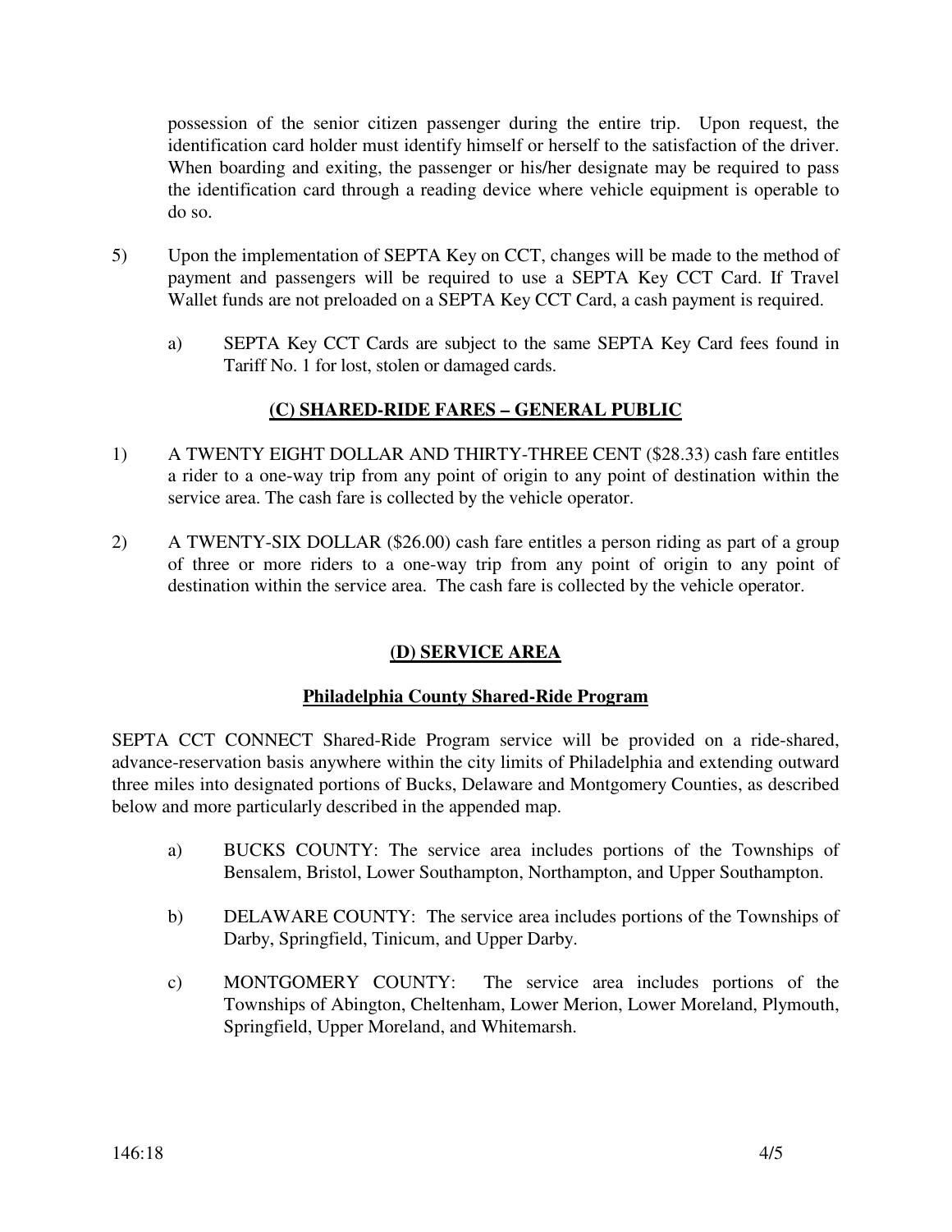possession of the senior citizen passenger during the entire trip. Upon request, the identification card holder must identify himself or herself to the satisfaction of the driver. When boarding and exiting, the passenger or his/her designate may be required to pass the identification card through a reading device where vehicle equipment is operable to do so.

5) Upon the implementation of SEPTA Key on CCT, changes will be made to the method of payment and passengers will be required to use a SEPTA Key CCT Card. If Travel Wallet funds are not preloaded on a SEPTA Key CCT Card, a cash payment is required.

   a) SEPTA Key CCT Cards are subject to the same SEPTA Key Card fees found in Tariff No. 1 for lost, stolen or damaged cards.

## (C) SHARED-RIDE FARES – GENERAL PUBLIC

1) A TWENTY EIGHT DOLLAR AND THIRTY-THREE CENT ($28.33) cash fare entitles a rider to a one-way trip from any point of origin to any point of destination within the service area. The cash fare is collected by the vehicle operator.

2) A TWENTY-SIX DOLLAR ($26.00) cash fare entitles a person riding as part of a group of three or more riders to a one-way trip from any point of origin to any point of destination within the service area. The cash fare is collected by the vehicle operator.

## (D) SERVICE AREA

### Philadelphia County Shared-Ride Program

SEPTA CCT CONNECT Shared-Ride Program service will be provided on a ride-shared, advance-reservation basis anywhere within the city limits of Philadelphia and extending outward three miles into designated portions of Bucks, Delaware and Montgomery Counties, as described below and more particularly described in the appended map.

a) BUCKS COUNTY: The service area includes portions of the Townships of Bensalem, Bristol, Lower Southampton, Northampton, and Upper Southampton.

b) DELAWARE COUNTY: The service area includes portions of the Townships of Darby, Springfield, Tinicum, and Upper Darby.

c) MONTGOMERY COUNTY: The service area includes portions of the Townships of Abington, Cheltenham, Lower Merion, Lower Moreland, Plymouth, Springfield, Upper Moreland, and Whitemarsh.

146:18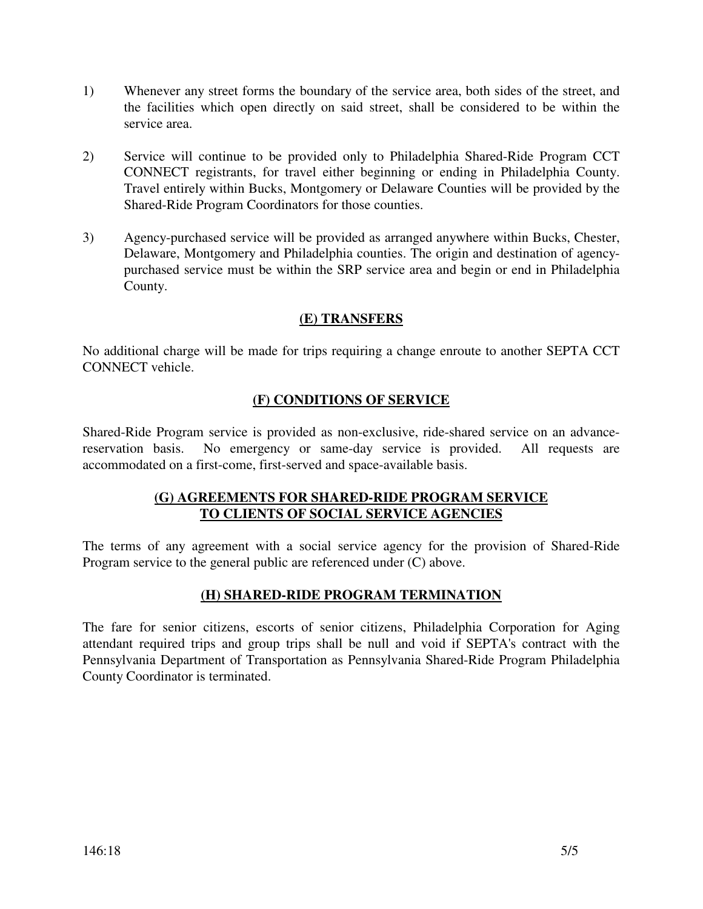1) Whenever any street forms the boundary of the service area, both sides of the street, and the facilities which open directly on said street, shall be considered to be within the service area.

2) Service will continue to be provided only to Philadelphia Shared-Ride Program CCT CONNECT registrants, for travel either beginning or ending in Philadelphia County. Travel entirely within Bucks, Montgomery or Delaware Counties will be provided by the Shared-Ride Program Coordinators for those counties.

3) Agency-purchased service will be provided as arranged anywhere within Bucks, Chester, Delaware, Montgomery and Philadelphia counties. The origin and destination of agency-purchased service must be within the SRP service area and begin or end in Philadelphia County.

## **(E) TRANSFERS**

No additional charge will be made for trips requiring a change enroute to another SEPTA CCT CONNECT vehicle.

## **(F) CONDITIONS OF SERVICE**

Shared-Ride Program service is provided as non-exclusive, ride-shared service on an advance-reservation basis. No emergency or same-day service is provided. All requests are accommodated on a first-come, first-served and space-available basis.

## **(G) AGREEMENTS FOR SHARED-RIDE PROGRAM SERVICE TO CLIENTS OF SOCIAL SERVICE AGENCIES**

The terms of any agreement with a social service agency for the provision of Shared-Ride Program service to the general public are referenced under (C) above.

## **(H) SHARED-RIDE PROGRAM TERMINATION**

The fare for senior citizens, escorts of senior citizens, Philadelphia Corporation for Aging attendant required trips and group trips shall be null and void if SEPTA's contract with the Pennsylvania Department of Transportation as Pennsylvania Shared-Ride Program Philadelphia County Coordinator is terminated.

146:18